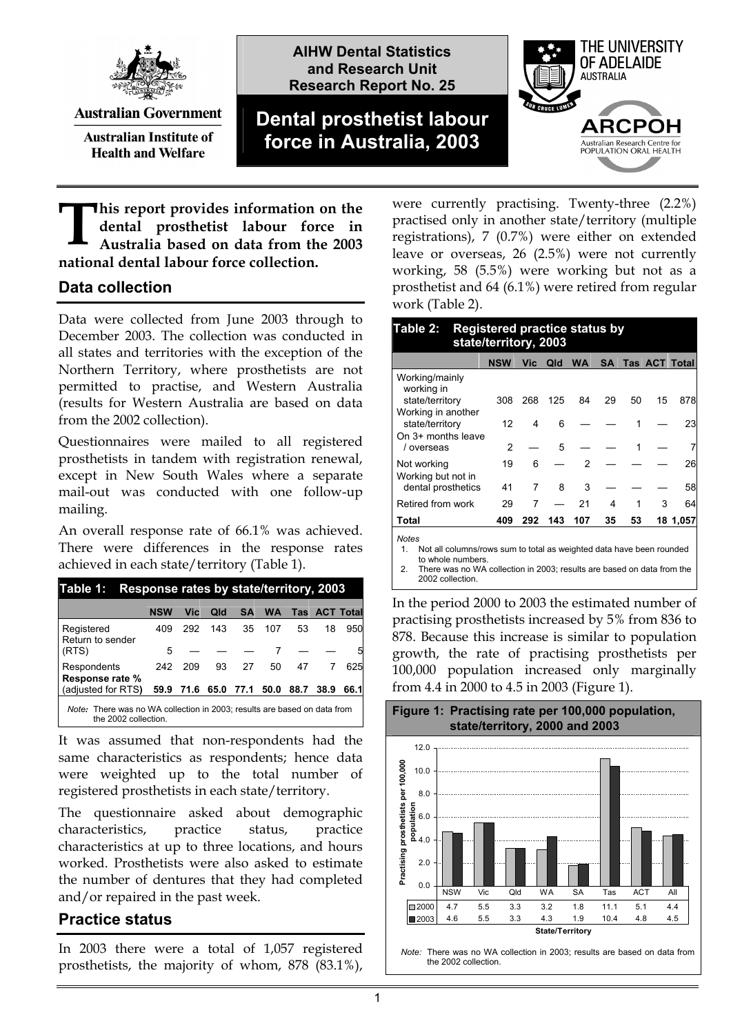AIHW Dental Statistics and Research Unit Research Report No. 25

# Dental prosthetist labour force in Australia, 2003

**This report provides information on the dental prosthetist labour force in Australia based on data from the 2003 national dental labour force collection.**

## Data collection

Data were collected from June 2003 through to December 2003. The collection was conducted in all states and territories with the exception of the Northern Territory, where prosthetists are not permitted to practise, and Western Australia (results for Western Australia are based on data from the 2002 collection).

Questionnaires were mailed to all registered prosthetists in tandem with registration renewal, except in New South Wales where a separate mail-out was conducted with one follow-up mailing.

An overall response rate of 66.1% was achieved. There were differences in the response rates achieved in each state/territory (Table 1).

**Table 1: Response rates by state/territory, 2003**

| | NSW | Vic | Qld | SA | WA | Tas | ACT | Total |
|---|---|---|---|---|---|---|---|---|
| Registered | 409 | 292 | 143 | 35 | 107 | 53 | 18 | 950 |
| Return to sender (RTS) | 5 | — | — | — | 7 | — | — | 5 |
| Respondents | 242 | 209 | 93 | 27 | 50 | 47 | 7 | 625 |
| **Response rate % (adjusted for RTS)** | **59.9** | **71.6** | **65.0** | **77.1** | **50.0** | **88.7** | **38.9** | **66.1** |

*Note:* There was no WA collection in 2003; results are based on data from the 2002 collection.

It was assumed that non-respondents had the same characteristics as respondents; hence data were weighted up to the total number of registered prosthetists in each state/territory.

The questionnaire asked about demographic characteristics, practice status, practice characteristics at up to three locations, and hours worked. Prosthetists were also asked to estimate the number of dentures that they had completed and/or repaired in the past week.

## Practice status

In 2003 there were a total of 1,057 registered prosthetists, the majority of whom, 878 (83.1%), were currently practising. Twenty-three (2.2%) practised only in another state/territory (multiple registrations), 7 (0.7%) were either on extended leave or overseas, 26 (2.5%) were not currently working, 58 (5.5%) were working but not as a prosthetist and 64 (6.1%) were retired from regular work (Table 2).

**Table 2: Registered practice status by state/territory, 2003**

| | NSW | Vic | Qld | WA | SA | Tas | ACT | Total |
|---|---|---|---|---|---|---|---|---|
| Working/mainly working in state/territory | 308 | 268 | 125 | 84 | 29 | 50 | 15 | 878 |
| Working in another state/territory | 12 | 4 | 6 | — | — | 1 | — | 23 |
| On 3+ months leave / overseas | 2 | — | 5 | — | — | 1 | — | 7 |
| Not working | 19 | 6 | — | 2 | — | — | — | 26 |
| Working but not in dental prosthetics | 41 | 7 | 8 | 3 | — | — | — | 58 |
| Retired from work | 29 | 7 | — | 21 | 4 | 1 | 3 | 64 |
| **Total** | **409** | **292** | **143** | **107** | **35** | **53** | **18** | **1,057** |

*Notes*

1. Not all columns/rows sum to total as weighted data have been rounded to whole numbers.
2. There was no WA collection in 2003; results are based on data from the 2002 collection.

In the period 2000 to 2003 the estimated number of practising prosthetists increased by 5% from 836 to 878. Because this increase is similar to population growth, the rate of practising prosthetists per 100,000 population increased only marginally from 4.4 in 2000 to 4.5 in 2003 (Figure 1).

**Figure 1: Practising rate per 100,000 population, state/territory, 2000 and 2003**

| State/Territory | NSW | Vic | Qld | WA | SA | Tas | ACT | All |
|---|---|---|---|---|---|---|---|---|
| 2000 | 4.7 | 5.5 | 3.3 | 3.2 | 1.8 | 11.1 | 5.1 | 4.4 |
| 2003 | 4.6 | 5.5 | 3.3 | 4.3 | 1.9 | 10.4 | 4.8 | 4.5 |

*Note:* There was no WA collection in 2003; results are based on data from the 2002 collection.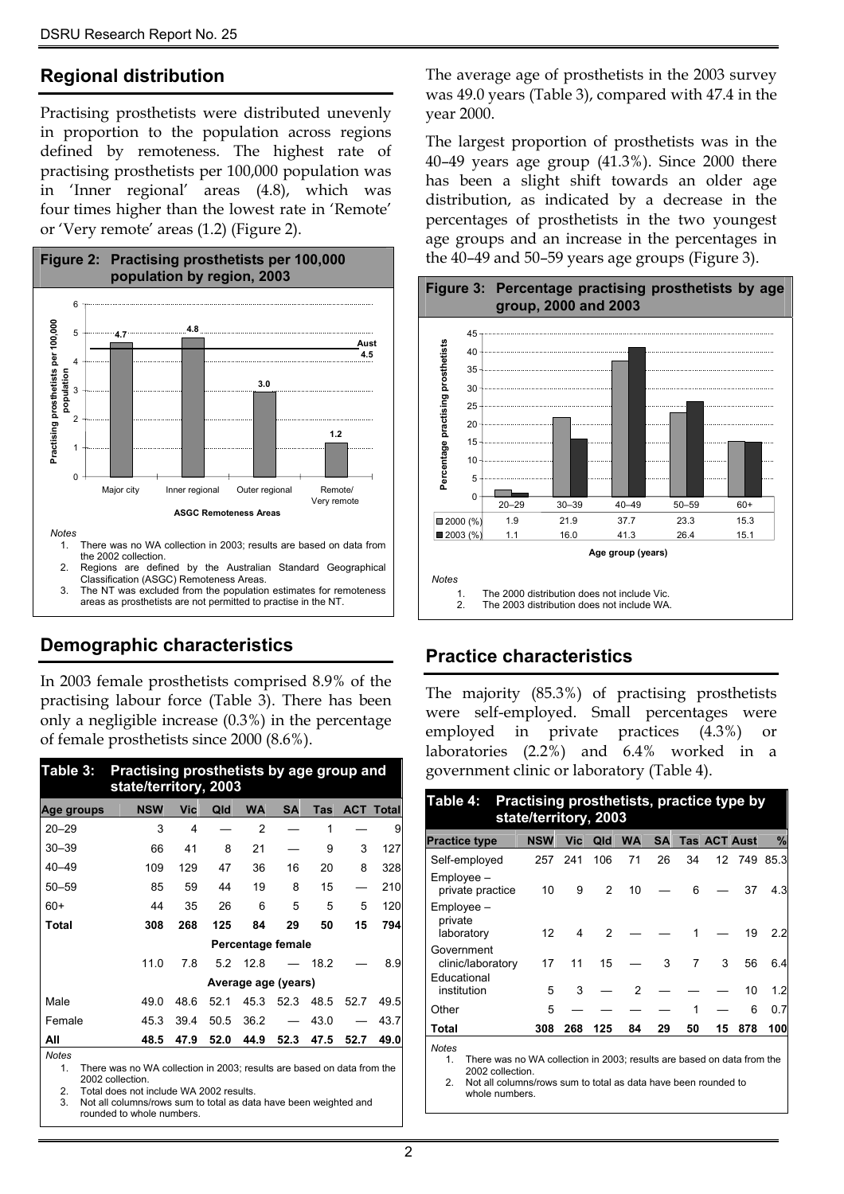## Regional distribution

Practising prosthetists were distributed unevenly in proportion to the population across regions defined by remoteness. The highest rate of practising prosthetists per 100,000 population was in 'Inner regional' areas (4.8), which was four times higher than the lowest rate in 'Remote' or 'Very remote' areas (1.2) (Figure 2).

**Figure 2: Practising prosthetists per 100,000 population by region, 2003**

| ASGC Remoteness Areas | Practising prosthetists per 100,000 population |
|---|---|
| Major city | 4.7 |
| Inner regional | 4.8 |
| Outer regional | 3.0 |
| Remote/Very remote | 1.2 |
| Aust | 4.5 |

*Notes*
1. There was no WA collection in 2003; results are based on data from the 2002 collection.
2. Regions are defined by the Australian Standard Geographical Classification (ASGC) Remoteness Areas.
3. The NT was excluded from the population estimates for remoteness areas as prosthetists are not permitted to practise in the NT.

## Demographic characteristics

In 2003 female prosthetists comprised 8.9% of the practising labour force (Table 3). There has been only a negligible increase (0.3%) in the percentage of female prosthetists since 2000 (8.6%).

**Table 3: Practising prosthetists by age group and state/territory, 2003**

| Age groups | NSW | Vic | Qld | WA | SA | Tas | ACT | Total |
|---|---|---|---|---|---|---|---|---|
| 20–29 | 3 | 4 | — | 2 | — | 1 | — | 9 |
| 30–39 | 66 | 41 | 8 | 21 | — | 9 | 3 | 127 |
| 40–49 | 109 | 129 | 47 | 36 | 16 | 20 | 8 | 328 |
| 50–59 | 85 | 59 | 44 | 19 | 8 | 15 | — | 210 |
| 60+ | 44 | 35 | 26 | 6 | 5 | 5 | 5 | 120 |
| **Total** | **308** | **268** | **125** | **84** | **29** | **50** | **15** | **794** |
| | | | | Percentage female | | | | |
| | 11.0 | 7.8 | 5.2 | 12.8 | — | 18.2 | — | 8.9 |
| | | | | Average age (years) | | | | |
| Male | 49.0 | 48.6 | 52.1 | 45.3 | 52.3 | 48.5 | 52.7 | 49.5 |
| Female | 45.3 | 39.4 | 50.5 | 36.2 | — | 43.0 | — | 43.7 |
| **All** | **48.5** | **47.9** | **52.0** | **44.9** | **52.3** | **47.5** | **52.7** | **49.0** |

*Notes*
1. There was no WA collection in 2003; results are based on data from the 2002 collection.
2. Total does not include WA 2002 results.
3. Not all columns/rows sum to total as data have been weighted and rounded to whole numbers.

The average age of prosthetists in the 2003 survey was 49.0 years (Table 3), compared with 47.4 in the year 2000.

The largest proportion of prosthetists was in the 40–49 years age group (41.3%). Since 2000 there has been a slight shift towards an older age distribution, as indicated by a decrease in the percentages of prosthetists in the two youngest age groups and an increase in the percentages in the 40–49 and 50–59 years age groups (Figure 3).

**Figure 3: Percentage practising prosthetists by age group, 2000 and 2003**

| Age group (years) | 20–29 | 30–39 | 40–49 | 50–59 | 60+ |
|---|---|---|---|---|---|
| 2000 (%) | 1.9 | 21.9 | 37.7 | 23.3 | 15.3 |
| 2003 (%) | 1.1 | 16.0 | 41.3 | 26.4 | 15.1 |

*Notes*
1. The 2000 distribution does not include Vic.
2. The 2003 distribution does not include WA.

## Practice characteristics

The majority (85.3%) of practising prosthetists were self-employed. Small percentages were employed in private practices (4.3%) or laboratories (2.2%) and 6.4% worked in a government clinic or laboratory (Table 4).

**Table 4: Practising prosthetists, practice type by state/territory, 2003**

| Practice type | NSW | Vic | Qld | WA | SA | Tas | ACT | Aust | % |
|---|---|---|---|---|---|---|---|---|---|
| Self-employed | 257 | 241 | 106 | 71 | 26 | 34 | 12 | 749 | 85.3 |
| Employee – private practice | 10 | 9 | 2 | 10 | — | 6 | — | 37 | 4.3 |
| Employee – private laboratory | 12 | 4 | 2 | — | — | 1 | — | 19 | 2.2 |
| Government clinic/laboratory | 17 | 11 | 15 | — | 3 | 7 | 3 | 56 | 6.4 |
| Educational institution | 5 | 3 | — | 2 | — | — | — | 10 | 1.2 |
| Other | 5 | — | — | — | — | 1 | — | 6 | 0.7 |
| **Total** | **308** | **268** | **125** | **84** | **29** | **50** | **15** | **878** | **100** |

*Notes*
1. There was no WA collection in 2003; results are based on data from the 2002 collection.
2. Not all columns/rows sum to total as data have been rounded to whole numbers.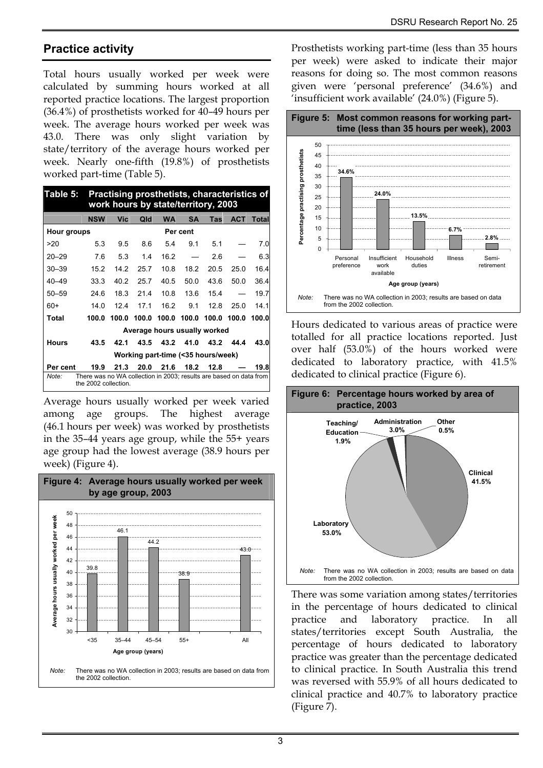## Practice activity

Total hours usually worked per week were calculated by summing hours worked at all reported practice locations. The largest proportion (36.4%) of prosthetists worked for 40–49 hours per week. The average hours worked per week was 43.0. There was only slight variation by state/territory of the average hours worked per week. Nearly one-fifth (19.8%) of prosthetists worked part-time (Table 5).

**Table 5: Practising prosthetists, characteristics of work hours by state/territory, 2003**

| | NSW | Vic | Qld | WA | SA | Tas | ACT | Total |
|---|---|---|---|---|---|---|---|---|
| **Hour groups** | | | | Per cent | | | | |
| >20 | 5.3 | 9.5 | 8.6 | 5.4 | 9.1 | 5.1 | — | 7.0 |
| 20–29 | 7.6 | 5.3 | 1.4 | 16.2 | — | 2.6 | — | 6.3 |
| 30–39 | 15.2 | 14.2 | 25.7 | 10.8 | 18.2 | 20.5 | 25.0 | 16.4 |
| 40–49 | 33.3 | 40.2 | 25.7 | 40.5 | 50.0 | 43.6 | 50.0 | 36.4 |
| 50–59 | 24.6 | 18.3 | 21.4 | 10.8 | 13.6 | 15.4 | — | 19.7 |
| 60+ | 14.0 | 12.4 | 17.1 | 16.2 | 9.1 | 12.8 | 25.0 | 14.1 |
| **Total** | **100.0** | **100.0** | **100.0** | **100.0** | **100.0** | **100.0** | **100.0** | **100.0** |
| | | | Average hours usually worked | | | | | |
| **Hours** | **43.5** | **42.1** | **43.5** | **43.2** | **41.0** | **43.2** | **44.4** | **43.0** |
| | | | Working part-time (<35 hours/week) | | | | | |
| **Per cent** | **19.9** | **21.3** | **20.0** | **21.6** | **18.2** | **12.8** | **—** | **19.8** |

*Note:* There was no WA collection in 2003; results are based on data from the 2002 collection.

Average hours usually worked per week varied among age groups. The highest average (46.1 hours per week) was worked by prosthetists in the 35–44 years age group, while the 55+ years age group had the lowest average (38.9 hours per week) (Figure 4).

**Figure 4: Average hours usually worked per week by age group, 2003**

| Age group (years) | Average hours usually worked per week |
|---|---|
| <35 | 39.8 |
| 35–44 | 46.1 |
| 45–54 | 44.2 |
| 55+ | 38.9 |
| All | 43.0 |

*Note:* There was no WA collection in 2003; results are based on data from the 2002 collection.

Prosthetists working part-time (less than 35 hours per week) were asked to indicate their major reasons for doing so. The most common reasons given were 'personal preference' (34.6%) and 'insufficient work available' (24.0%) (Figure 5).

**Figure 5: Most common reasons for working part-time (less than 35 hours per week), 2003**

| Reason | Percentage practising prosthetists |
|---|---|
| Personal preference | 34.6% |
| Insufficient work available | 24.0% |
| Household duties | 13.5% |
| Illness | 6.7% |
| Semi-retirement | 2.8% |

*Note:* There was no WA collection in 2003; results are based on data from the 2002 collection.

Hours dedicated to various areas of practice were totalled for all practice locations reported. Just over half (53.0%) of the hours worked were dedicated to laboratory practice, with 41.5% dedicated to clinical practice (Figure 6).

**Figure 6: Percentage hours worked by area of practice, 2003**

| Area of practice | Per cent |
|---|---|
| Clinical | 41.5% |
| Laboratory | 53.0% |
| Teaching/Education | 1.9% |
| Administration | 3.0% |
| Other | 0.5% |

*Note:* There was no WA collection in 2003; results are based on data from the 2002 collection.

There was some variation among states/territories in the percentage of hours dedicated to clinical practice and laboratory practice. In all states/territories except South Australia, the percentage of hours dedicated to laboratory practice was greater than the percentage dedicated to clinical practice. In South Australia this trend was reversed with 55.9% of all hours dedicated to clinical practice and 40.7% to laboratory practice (Figure 7).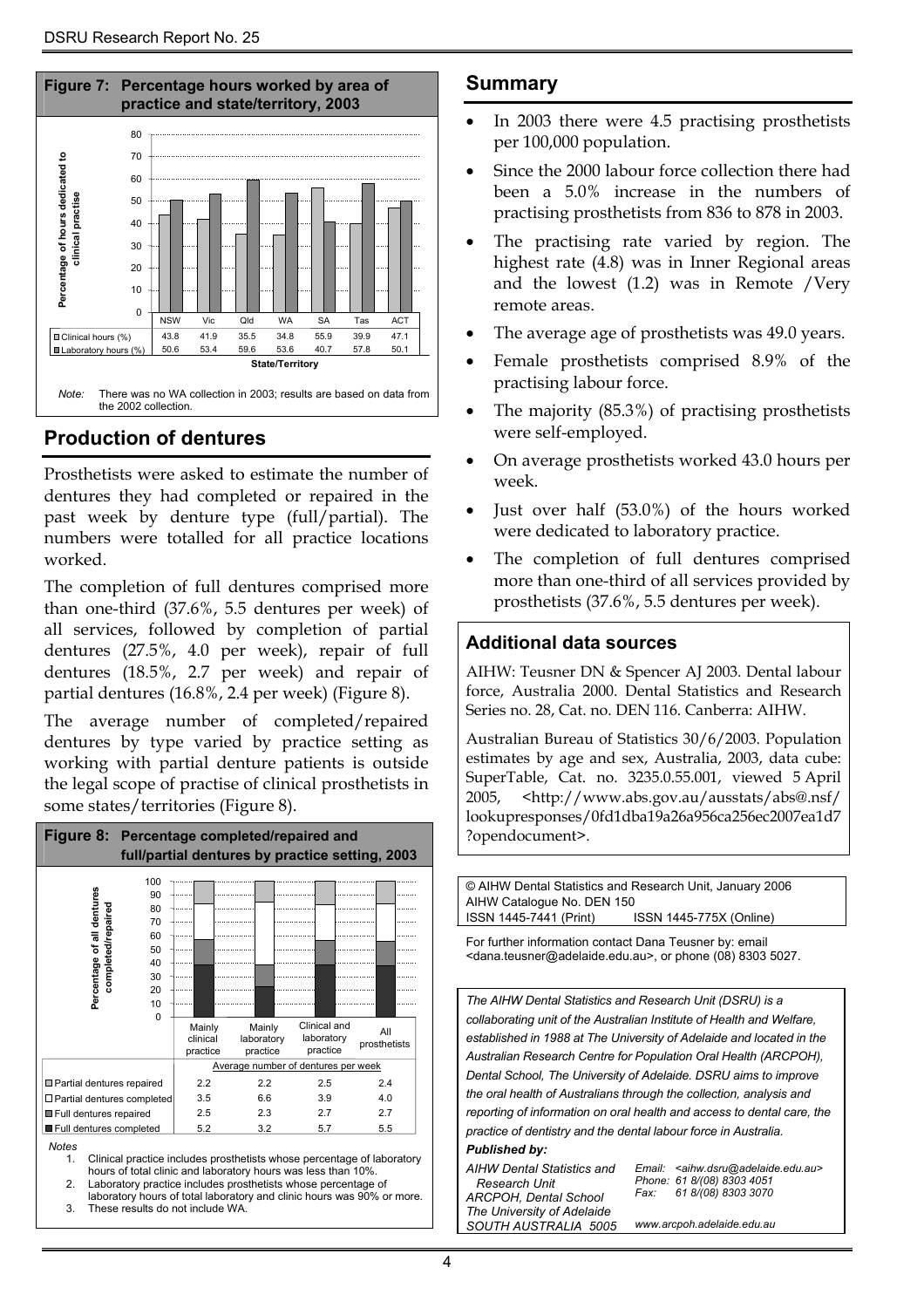**Figure 7: Percentage hours worked by area of practice and state/territory, 2003**

Percentage of hours dedicated to clinical practise

80
70
60
50
40
30
20
10
0

NSW Vic Qld WA SA Tas ACT

Clinical hours (%) 43.8 41.9 35.5 34.8 55.9 39.9 47.1

Laboratory hours (%) 50.6 53.4 59.6 53.6 40.7 57.8 50.1

State/Territory

*Note:* There was no WA collection in 2003; results are based on data from the 2002 collection.

## Production of dentures

Prosthetists were asked to estimate the number of dentures they had completed or repaired in the past week by denture type (full/partial). The numbers were totalled for all practice locations worked.

The completion of full dentures comprised more than one-third (37.6%, 5.5 dentures per week) of all services, followed by completion of partial dentures (27.5%, 4.0 per week), repair of full dentures (18.5%, 2.7 per week) and repair of partial dentures (16.8%, 2.4 per week) (Figure 8).

The average number of completed/repaired dentures by type varied by practice setting as working with partial denture patients is outside the legal scope of practise of clinical prosthetists in some states/territories (Figure 8).

**Figure 8: Percentage completed/repaired and full/partial dentures by practice setting, 2003**

Percentage of all dentures completed/repaired

100
90
80
70
60
50
40
30
20
10
0

Mainly clinical practice | Mainly laboratory practice | Clinical and laboratory practice | All prosthetists

Average number of dentures per week

Partial dentures repaired 2.2 2.2 2.5 2.4

Partial dentures completed 3.5 6.6 3.9 4.0

Full dentures repaired 2.5 2.3 2.7 2.7

Full dentures completed 5.2 3.2 5.7 5.5

*Notes*

1. Clinical practice includes prosthetists whose percentage of laboratory hours of total clinic and laboratory hours was less than 10%.
2. Laboratory practice includes prosthetists whose percentage of laboratory hours of total laboratory and clinic hours was 90% or more.
3. These results do not include WA.

## Summary

- In 2003 there were 4.5 practising prosthetists per 100,000 population.
- Since the 2000 labour force collection there had been a 5.0% increase in the numbers of practising prosthetists from 836 to 878 in 2003.
- The practising rate varied by region. The highest rate (4.8) was in Inner Regional areas and the lowest (1.2) was in Remote /Very remote areas.
- The average age of prosthetists was 49.0 years.
- Female prosthetists comprised 8.9% of the practising labour force.
- The majority (85.3%) of practising prosthetists were self-employed.
- On average prosthetists worked 43.0 hours per week.
- Just over half (53.0%) of the hours worked were dedicated to laboratory practice.
- The completion of full dentures comprised more than one-third of all services provided by prosthetists (37.6%, 5.5 dentures per week).

### Additional data sources

AIHW: Teusner DN & Spencer AJ 2003. Dental labour force, Australia 2000. Dental Statistics and Research Series no. 28, Cat. no. DEN 116. Canberra: AIHW.

Australian Bureau of Statistics 30/6/2003. Population estimates by age and sex, Australia, 2003, data cube: SuperTable, Cat. no. 3235.0.55.001, viewed 5 April 2005, <http://www.abs.gov.au/ausstats/abs@.nsf/lookupresponses/0fd1dba19a26a956ca256ec2007ea1d7?opendocument>.

© AIHW Dental Statistics and Research Unit, January 2006
AIHW Catalogue No. DEN 150
ISSN 1445-7441 (Print) ISSN 1445-775X (Online)

For further information contact Dana Teusner by: email <dana.teusner@adelaide.edu.au>, or phone (08) 8303 5027.

*The AIHW Dental Statistics and Research Unit (DSRU) is a collaborating unit of the Australian Institute of Health and Welfare, established in 1988 at The University of Adelaide and located in the Australian Research Centre for Population Oral Health (ARCPOH), Dental School, The University of Adelaide. DSRU aims to improve the oral health of Australians through the collection, analysis and reporting of information on oral health and access to dental care, the practice of dentistry and the dental labour force in Australia.*

***Published by:***

*AIHW Dental Statistics and Research Unit*
*ARCPOH, Dental School*
*The University of Adelaide*
*SOUTH AUSTRALIA 5005*

*Email: <aihw.dsru@adelaide.edu.au>*
*Phone: 61 8/(08) 8303 4051*
*Fax: 61 8/(08) 8303 3070*

*www.arcpoh.adelaide.edu.au*